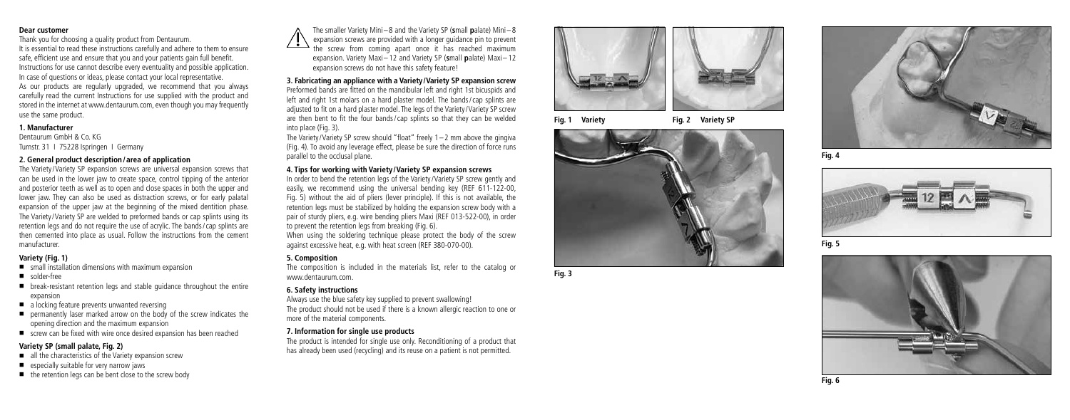**Dear customer**

Thank you for choosing a quality product from Dentaurum.

It is essential to read these instructions carefully and adhere to them to ensure safe, efficient use and ensure that you and your patients gain full benefit. Instructions for use cannot describe every eventuality and possible application. In case of questions or ideas, please contact your local representative.

As our products are regularly upgraded, we recommend that you always carefully read the current Instructions for use supplied with the product and stored in the internet at www.dentaurum.com, even though you may frequently use the same product.

## 1. Manufacturer

Dentaurum GmbH & Co. KG
Turnstr. 31 I 75228 Ispringen I Germany

## 2. General product description / area of application

The Variety / Variety SP expansion screws are universal expansion screws that can be used in the lower jaw to create space, control tipping of the anterior and posterior teeth as well as to open and close spaces in both the upper and lower jaw. They can also be used as distraction screws, or for early palatal expansion of the upper jaw at the beginning of the mixed dentition phase. The Variety / Variety SP are welded to preformed bands or cap splints using its retention legs and do not require the use of acrylic. The bands / cap splints are then cemented into place as usual. Follow the instructions from the cement manufacturer.

### Variety (Fig. 1)

- small installation dimensions with maximum expansion
- solder-free
- break-resistant retention legs and stable guidance throughout the entire expansion
- a locking feature prevents unwanted reversing
- permanently laser marked arrow on the body of the screw indicates the opening direction and the maximum expansion
- screw can be fixed with wire once desired expansion has been reached

### Variety SP (small palate, Fig. 2)

- all the characteristics of the Variety expansion screw
- especially suitable for very narrow jaws
- the retention legs can be bent close to the screw body

⚠ The smaller Variety Mini – 8 and the Variety SP (**s**mall **p**alate) Mini – 8 expansion screws are provided with a longer guidance pin to prevent the screw from coming apart once it has reached maximum expansion. Variety Maxi – 12 and Variety SP (**s**mall **p**alate) Maxi – 12 expansion screws do not have this safety feature!

## 3. Fabricating an appliance with a Variety / Variety SP expansion screw

Preformed bands are fitted on the mandibular left and right 1st bicuspids and left and right 1st molars on a hard plaster model. The bands / cap splints are adjusted to fit on a hard plaster model. The legs of the Variety / Variety SP screw are then bent to fit the four bands / cap splints so that they can be welded into place (Fig. 3).

The Variety / Variety SP screw should "float" freely 1 – 2 mm above the gingiva (Fig. 4). To avoid any leverage effect, please be sure the direction of force runs parallel to the occlusal plane.

## 4. Tips for working with Variety / Variety SP expansion screws

In order to bend the retention legs of the Variety / Variety SP screw gently and easily, we recommend using the universal bending key (REF 611-122-00, Fig. 5) without the aid of pliers (lever principle). If this is not available, the retention legs must be stabilized by holding the expansion screw body with a pair of sturdy pliers, e.g. wire bending pliers Maxi (REF 013-522-00), in order to prevent the retention legs from breaking (Fig. 6).

When using the soldering technique please protect the body of the screw against excessive heat, e.g. with heat screen (REF 380-070-00).

## 5. Composition

The composition is included in the materials list, refer to the catalog or www.dentaurum.com.

## 6. Safety instructions

Always use the blue safety key supplied to prevent swallowing!

The product should not be used if there is a known allergic reaction to one or more of the material components.

## 7. Information for single use products

The product is intended for single use only. Reconditioning of a product that has already been used (recycling) and its reuse on a patient is not permitted.

**Fig. 1 Variety**

**Fig. 2 Variety SP**

**Fig. 3**

**Fig. 4**

**Fig. 5**

**Fig. 6**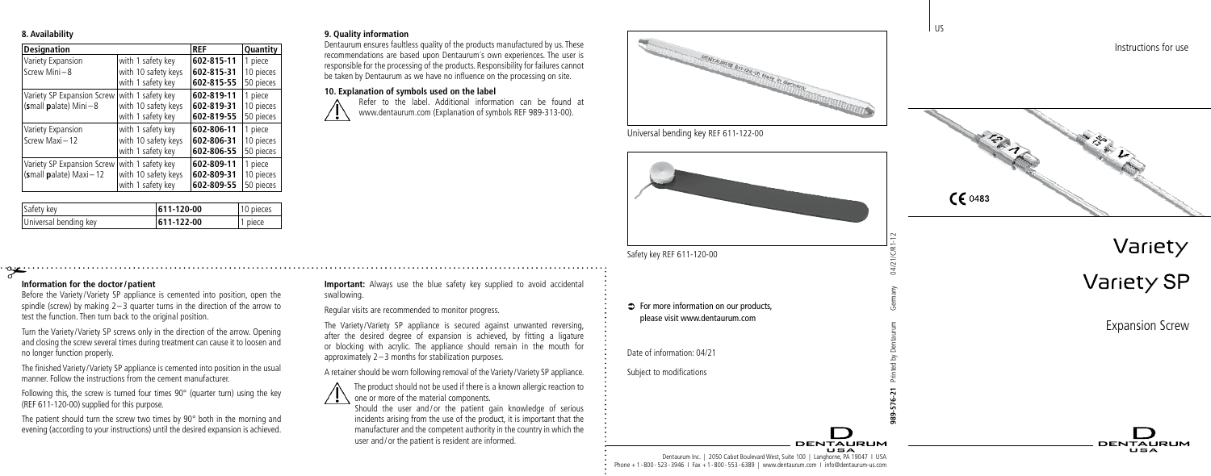## 8. Availability

| Designation | | REF | Quantity |
|---|---|---|---|
| Variety Expansion Screw Mini – 8 | with 1 safety key | 602-815-11 | 1 piece |
| | with 10 safety keys | 602-815-31 | 10 pieces |
| | with 1 safety key | 602-815-55 | 50 pieces |
| Variety SP Expansion Screw (small palate) Mini – 8 | with 1 safety key | 602-819-11 | 1 piece |
| | with 10 safety keys | 602-819-31 | 10 pieces |
| | with 1 safety key | 602-819-55 | 50 pieces |
| Variety Expansion Screw Maxi – 12 | with 1 safety key | 602-806-11 | 1 piece |
| | with 10 safety keys | 602-806-31 | 10 pieces |
| | with 1 safety key | 602-806-55 | 50 pieces |
| Variety SP Expansion Screw (small palate) Maxi – 12 | with 1 safety key | 602-809-11 | 1 piece |
| | with 10 safety keys | 602-809-31 | 10 pieces |
| | with 1 safety key | 602-809-55 | 50 pieces |

| | | |
|---|---|---|
| Safety key | 611-120-00 | 10 pieces |
| Universal bending key | 611-122-00 | 1 piece |

## 9. Quality information

Dentaurum ensures faultless quality of the products manufactured by us. These recommendations are based upon Dentaurum´s own experiences. The user is responsible for the processing of the products. Responsibility for failures cannot be taken by Dentaurum as we have no influence on the processing on site.

## 10. Explanation of symbols used on the label

Refer to the label. Additional information can be found at www.dentaurum.com (Explanation of symbols REF 989-313-00).

### Information for the doctor / patient

Before the Variety / Variety SP appliance is cemented into position, open the spindle (screw) by making 2 – 3 quarter turns in the direction of the arrow to test the function. Then turn back to the original position.

Turn the Variety / Variety SP screws only in the direction of the arrow. Opening and closing the screw several times during treatment can cause it to loosen and no longer function properly.

The finished Variety / Variety SP appliance is cemented into position in the usual manner. Follow the instructions from the cement manufacturer.

Following this, the screw is turned four times 90° (quarter turn) using the key (REF 611-120-00) supplied for this purpose.

The patient should turn the screw two times by 90° both in the morning and evening (according to your instructions) until the desired expansion is achieved.

**Important:** Always use the blue safety key supplied to avoid accidental swallowing.

Regular visits are recommended to monitor progress.

The Variety / Variety SP appliance is secured against unwanted reversing, after the desired degree of expansion is achieved, by fitting a ligature or blocking with acrylic. The appliance should remain in the mouth for approximately 2 – 3 months for stabilization purposes.

A retainer should be worn following removal of the Variety / Variety SP appliance.

The product should not be used if there is a known allergic reaction to one or more of the material components.

Should the user and / or the patient gain knowledge of serious incidents arising from the use of the product, it is important that the manufacturer and the competent authority in the country in which the user and / or the patient is resident are informed.

Universal bending key REF 611-122-00

Safety key REF 611-120-00

For more information on our products, please visit www.dentaurum.com

Date of information: 04/21

Subject to modifications

989-576-21 Printed by Dentaurum Germany 04/21/C/R1-12

Dentaurum Inc. | 2050 Cabot Boulevard West, Suite 100 | Langhorne, PA 19047 | USA
Phone + 1 - 800 - 523 - 3946 | Fax + 1 - 800 - 553 - 6389 | www.dentaurum.com | info@dentaurum-us.com

US

Instructions for use

CE 0483

# Variety

# Variety SP

Expansion Screw